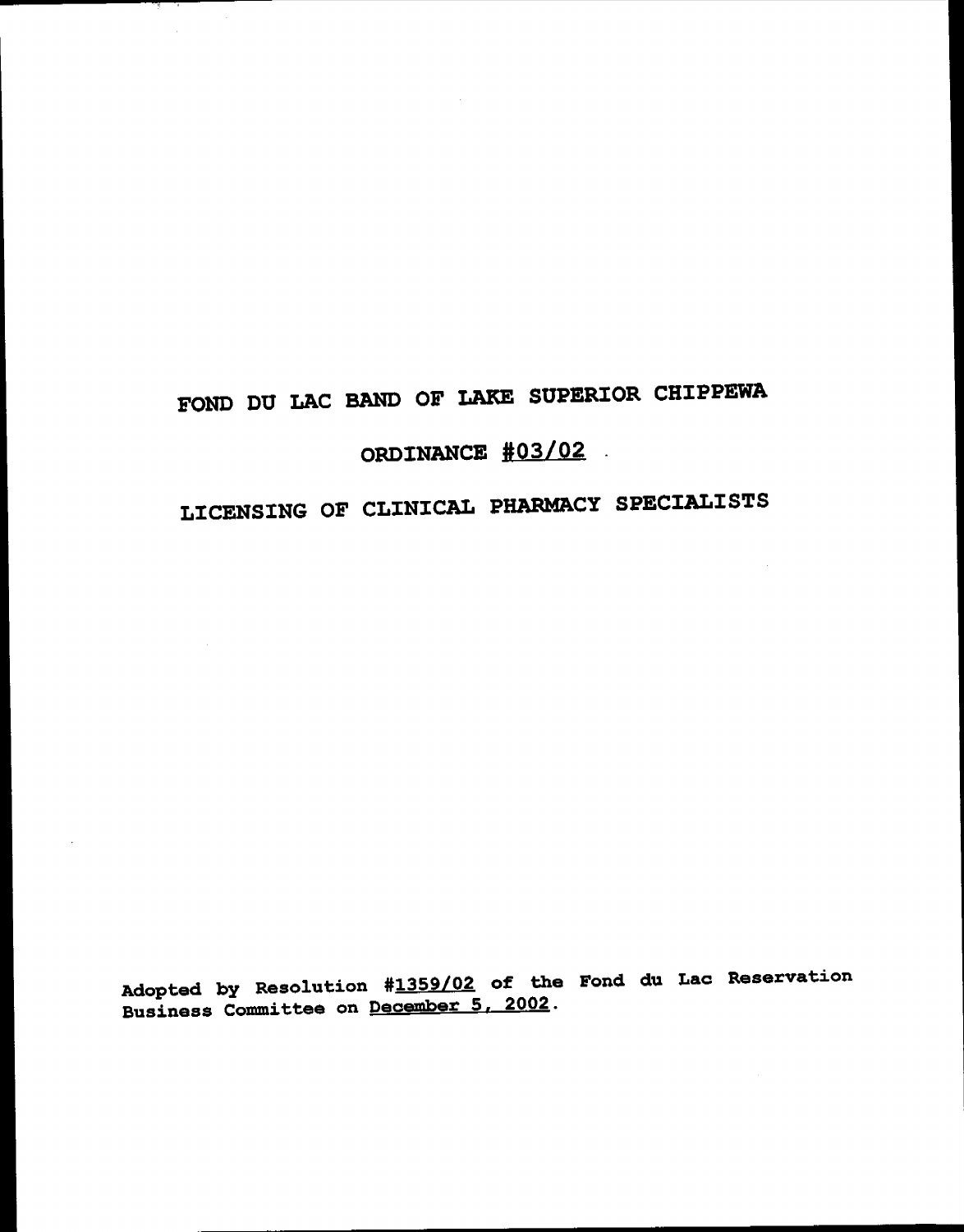# FOND DU LAC BAND OF LAKE SUPERIOR CHIPPEWA

## ORDINANCE #03/02

## LICENSING OF CLINICAL PHARMACY SPECIALISTS

Adopted by Resolution #1359/02 of the Fond du Lac Reservation Business Committee on December 5, 2002.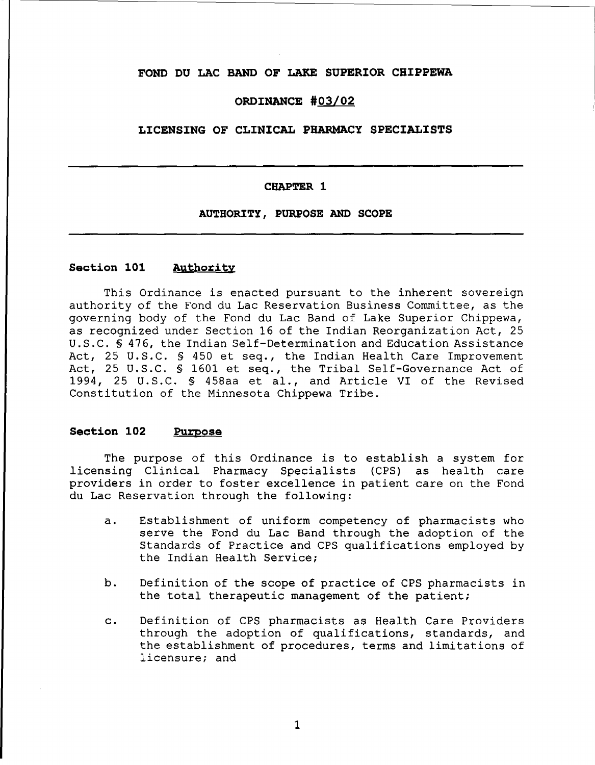# FOND DU LAC BAND OF LAKE SUPERIOR CHIPPEWA

## ORDINANCE #03/02

## LICENSING OF CLINICAL PHARMACY SPECIALISTS

---

### CHAPTER 1

### AUTHORITY, PURPOSE AND SCOPE

---

**Section 101 Authority**

This Ordinance is enacted pursuant to the inherent sovereign authority of the Fond du Lac Reservation Business Committee, as the governing body of the Fond du Lac Band of Lake Superior Chippewa, as recognized under Section 16 of the Indian Reorganization Act, 25 U.S.C. § 476, the Indian Self-Determination and Education Assistance Act, 25 U.S.C. § 450 et seq., the Indian Health Care Improvement Act, 25 U.S.C. § 1601 et seq., the Tribal Self-Governance Act of 1994, 25 U.S.C. § 458aa et al., and Article VI of the Revised Constitution of the Minnesota Chippewa Tribe.

**Section 102 Purpose**

The purpose of this Ordinance is to establish a system for licensing Clinical Pharmacy Specialists (CPS) as health care providers in order to foster excellence in patient care on the Fond du Lac Reservation through the following:

a. Establishment of uniform competency of pharmacists who serve the Fond du Lac Band through the adoption of the Standards of Practice and CPS qualifications employed by the Indian Health Service;

b. Definition of the scope of practice of CPS pharmacists in the total therapeutic management of the patient;

c. Definition of CPS pharmacists as Health Care Providers through the adoption of qualifications, standards, and the establishment of procedures, terms and limitations of licensure; and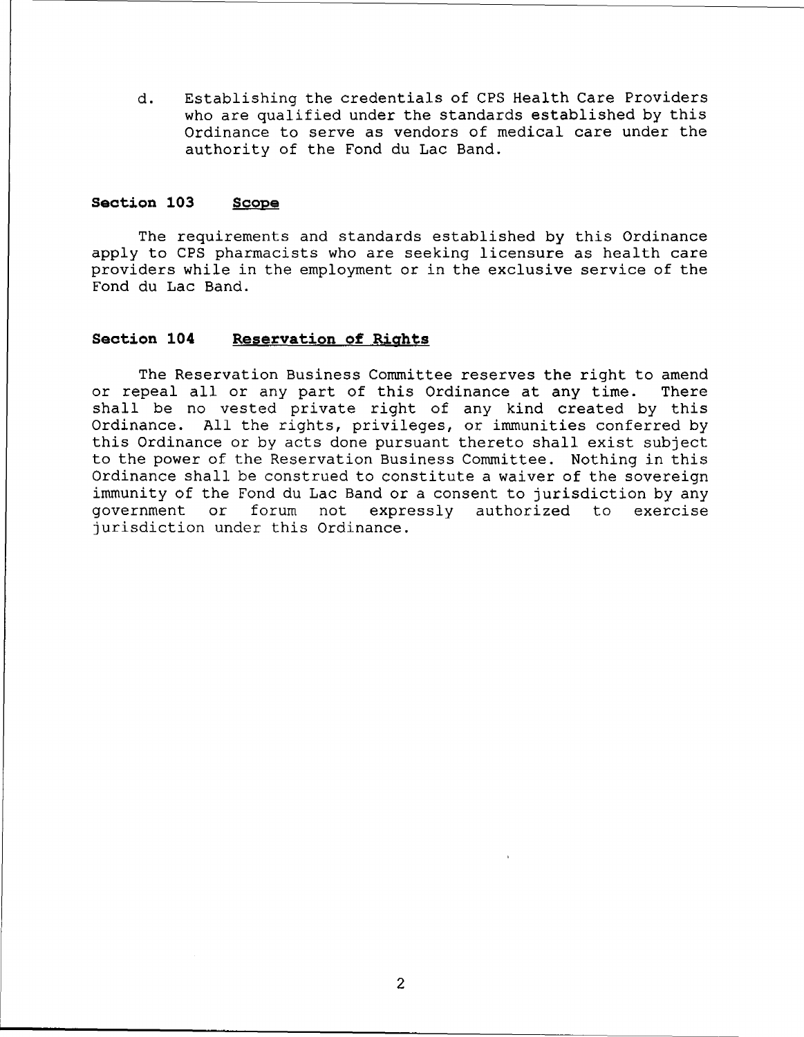d. Establishing the credentials of CPS Health Care Providers who are qualified under the standards established by this Ordinance to serve as vendors of medical care under the authority of the Fond du Lac Band.

### Section 103 Scope

The requirements and standards established by this Ordinance apply to CPS pharmacists who are seeking licensure as health care providers while in the employment or in the exclusive service of the Fond du Lac Band.

### Section 104 Reservation of Rights

The Reservation Business Committee reserves the right to amend or repeal all or any part of this Ordinance at any time. There shall be no vested private right of any kind created by this Ordinance. All the rights, privileges, or immunities conferred by this Ordinance or by acts done pursuant thereto shall exist subject to the power of the Reservation Business Committee. Nothing in this Ordinance shall be construed to constitute a waiver of the sovereign immunity of the Fond du Lac Band or a consent to jurisdiction by any government or forum not expressly authorized to exercise jurisdiction under this Ordinance.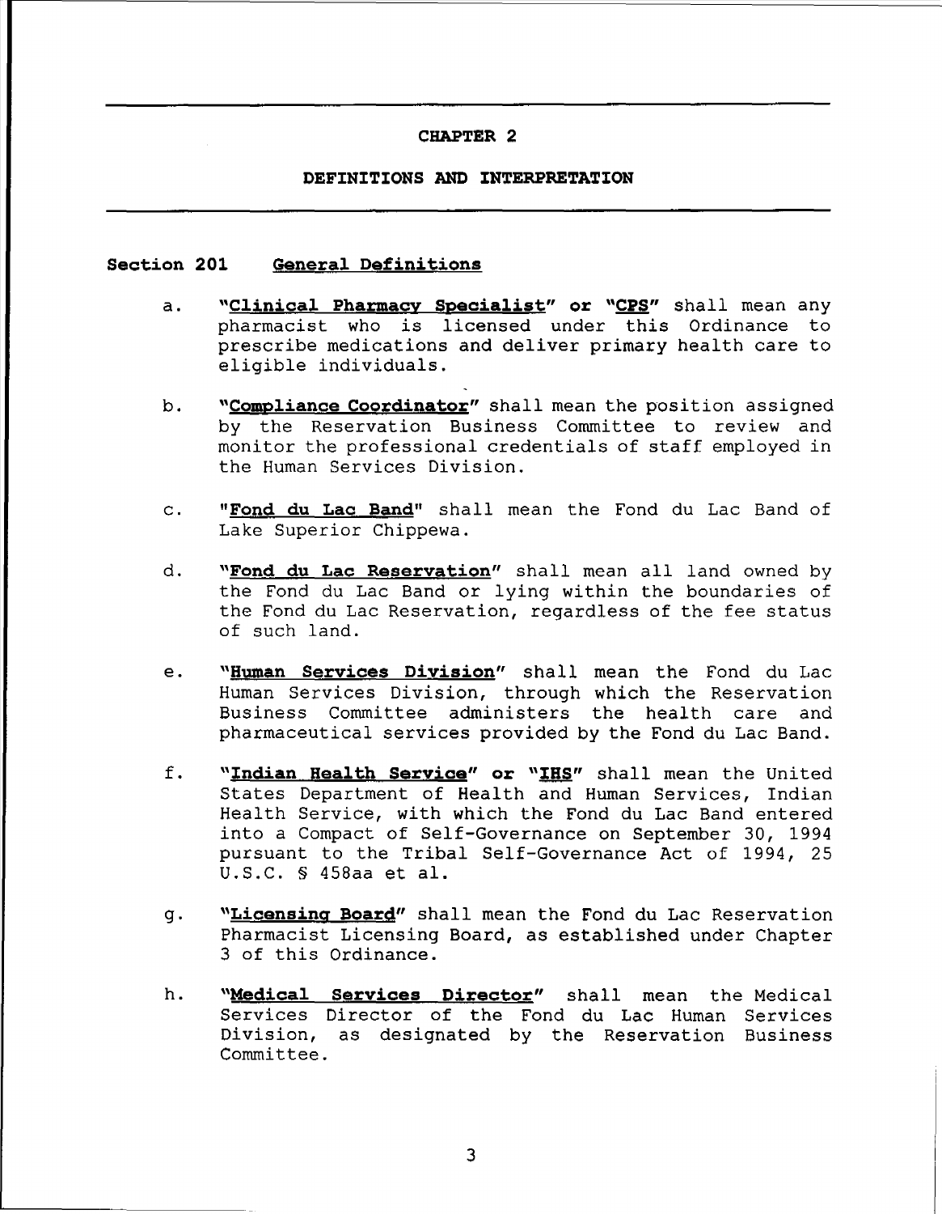## CHAPTER 2

### DEFINITIONS AND INTERPRETATION

**Section 201 General Definitions**

a. **"Clinical Pharmacy Specialist" or "CPS"** shall mean any pharmacist who is licensed under this Ordinance to prescribe medications and deliver primary health care to eligible individuals.

b. **"Compliance Coordinator"** shall mean the position assigned by the Reservation Business Committee to review and monitor the professional credentials of staff employed in the Human Services Division.

c. **"Fond du Lac Band"** shall mean the Fond du Lac Band of Lake Superior Chippewa.

d. **"Fond du Lac Reservation"** shall mean all land owned by the Fond du Lac Band or lying within the boundaries of the Fond du Lac Reservation, regardless of the fee status of such land.

e. **"Human Services Division"** shall mean the Fond du Lac Human Services Division, through which the Reservation Business Committee administers the health care and pharmaceutical services provided by the Fond du Lac Band.

f. **"Indian Health Service" or "IHS"** shall mean the United States Department of Health and Human Services, Indian Health Service, with which the Fond du Lac Band entered into a Compact of Self-Governance on September 30, 1994 pursuant to the Tribal Self-Governance Act of 1994, 25 U.S.C. § 458aa et al.

g. **"Licensing Board"** shall mean the Fond du Lac Reservation Pharmacist Licensing Board, as established under Chapter 3 of this Ordinance.

h. **"Medical Services Director"** shall mean the Medical Services Director of the Fond du Lac Human Services Division, as designated by the Reservation Business Committee.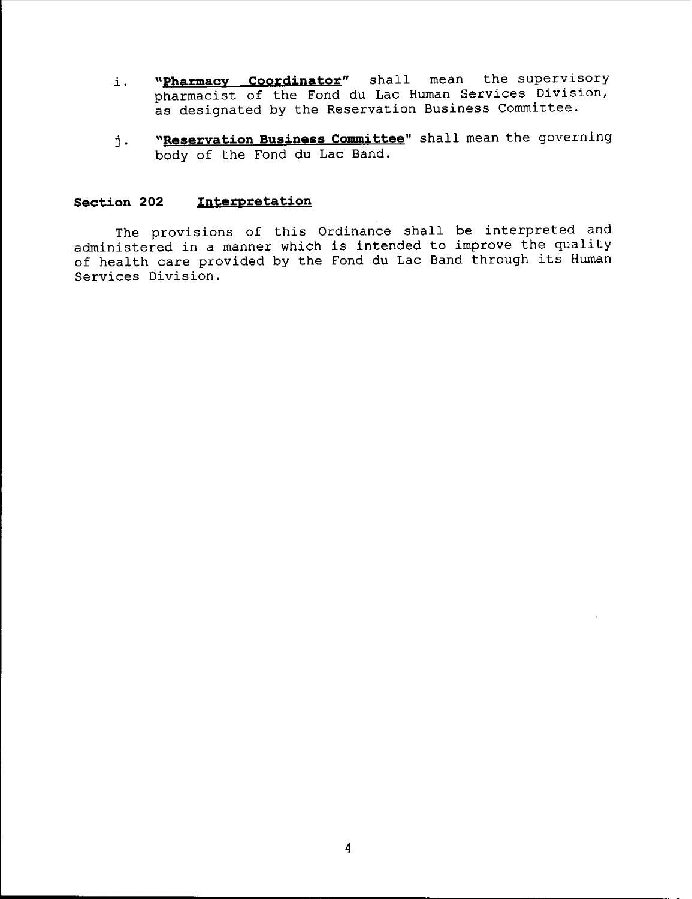i. **"Pharmacy Coordinator"** shall mean the supervisory pharmacist of the Fond du Lac Human Services Division, as designated by the Reservation Business Committee.

j. **"Reservation Business Committee"** shall mean the governing body of the Fond du Lac Band.

### Section 202 Interpretation

The provisions of this Ordinance shall be interpreted and administered in a manner which is intended to improve the quality of health care provided by the Fond du Lac Band through its Human Services Division.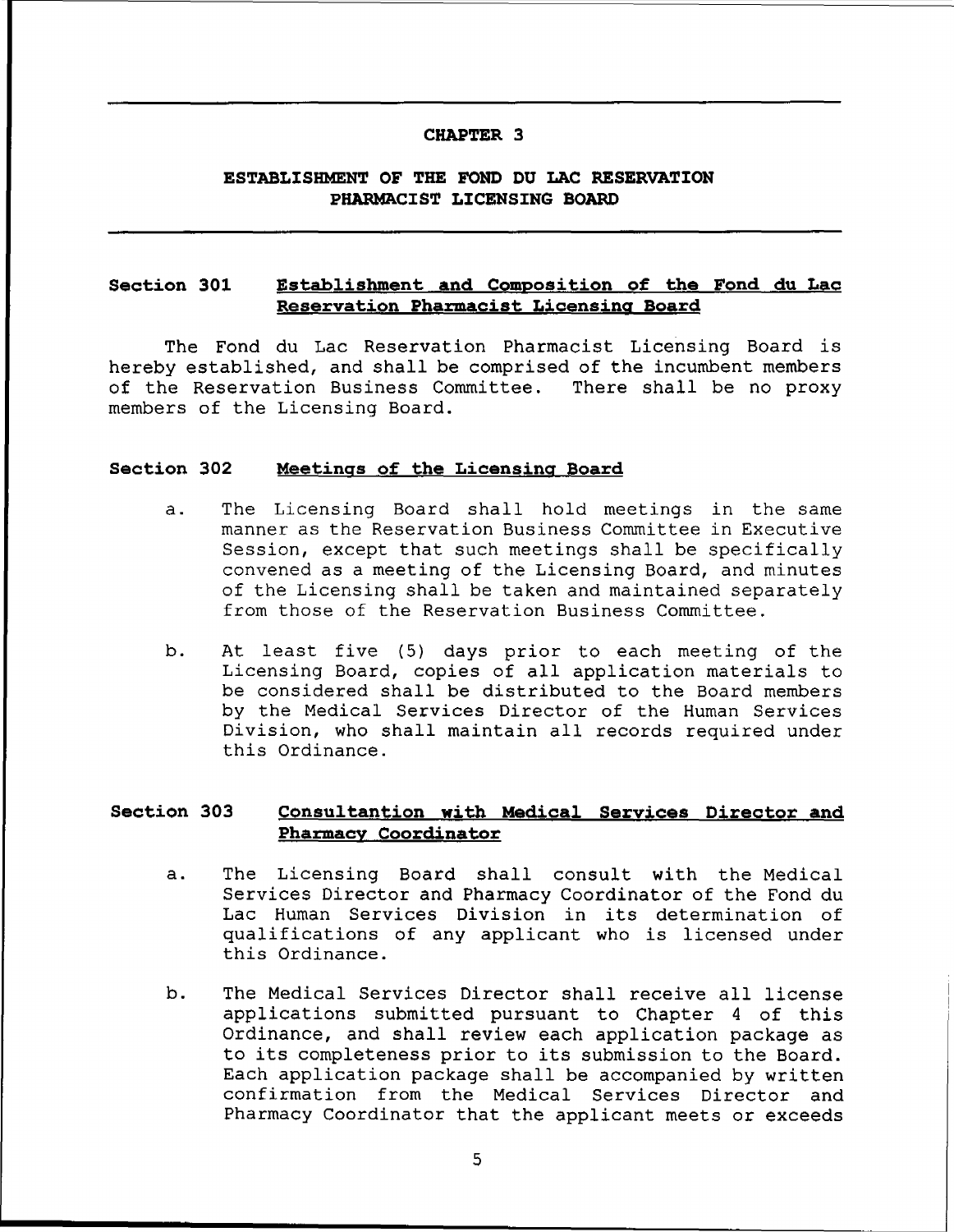# CHAPTER 3

## ESTABLISHMENT OF THE FOND DU LAC RESERVATION PHARMACIST LICENSING BOARD

### Section 301 Establishment and Composition of the Fond du Lac Reservation Pharmacist Licensing Board

The Fond du Lac Reservation Pharmacist Licensing Board is hereby established, and shall be comprised of the incumbent members of the Reservation Business Committee. There shall be no proxy members of the Licensing Board.

### Section 302 Meetings of the Licensing Board

a. The Licensing Board shall hold meetings in the same manner as the Reservation Business Committee in Executive Session, except that such meetings shall be specifically convened as a meeting of the Licensing Board, and minutes of the Licensing shall be taken and maintained separately from those of the Reservation Business Committee.

b. At least five (5) days prior to each meeting of the Licensing Board, copies of all application materials to be considered shall be distributed to the Board members by the Medical Services Director of the Human Services Division, who shall maintain all records required under this Ordinance.

### Section 303 Consultantion with Medical Services Director and Pharmacy Coordinator

a. The Licensing Board shall consult with the Medical Services Director and Pharmacy Coordinator of the Fond du Lac Human Services Division in its determination of qualifications of any applicant who is licensed under this Ordinance.

b. The Medical Services Director shall receive all license applications submitted pursuant to Chapter 4 of this Ordinance, and shall review each application package as to its completeness prior to its submission to the Board. Each application package shall be accompanied by written confirmation from the Medical Services Director and Pharmacy Coordinator that the applicant meets or exceeds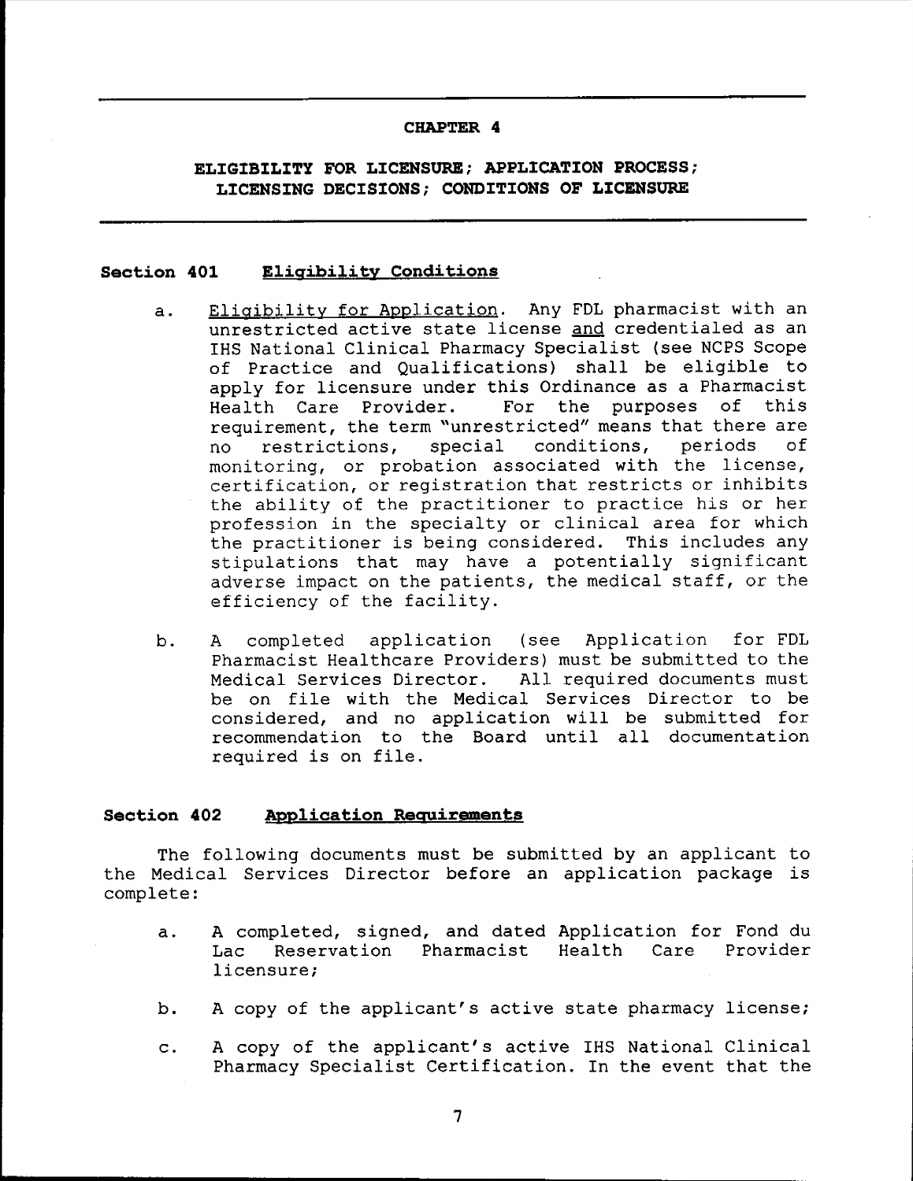# CHAPTER 4

## ELIGIBILITY FOR LICENSURE; APPLICATION PROCESS; LICENSING DECISIONS; CONDITIONS OF LICENSURE

### Section 401 Eligibility Conditions

a. Eligibility for Application. Any FDL pharmacist with an unrestricted active state license and credentialed as an IHS National Clinical Pharmacy Specialist (see NCPS Scope of Practice and Qualifications) shall be eligible to apply for licensure under this Ordinance as a Pharmacist Health Care Provider. For the purposes of this requirement, the term "unrestricted" means that there are no restrictions, special conditions, periods of monitoring, or probation associated with the license, certification, or registration that restricts or inhibits the ability of the practitioner to practice his or her profession in the specialty or clinical area for which the practitioner is being considered. This includes any stipulations that may have a potentially significant adverse impact on the patients, the medical staff, or the efficiency of the facility.

b. A completed application (see Application for FDL Pharmacist Healthcare Providers) must be submitted to the Medical Services Director. All required documents must be on file with the Medical Services Director to be considered, and no application will be submitted for recommendation to the Board until all documentation required is on file.

### Section 402 Application Requirements

The following documents must be submitted by an applicant to the Medical Services Director before an application package is complete:

a. A completed, signed, and dated Application for Fond du Lac Reservation Pharmacist Health Care Provider licensure;

b. A copy of the applicant's active state pharmacy license;

c. A copy of the applicant's active IHS National Clinical Pharmacy Specialist Certification. In the event that the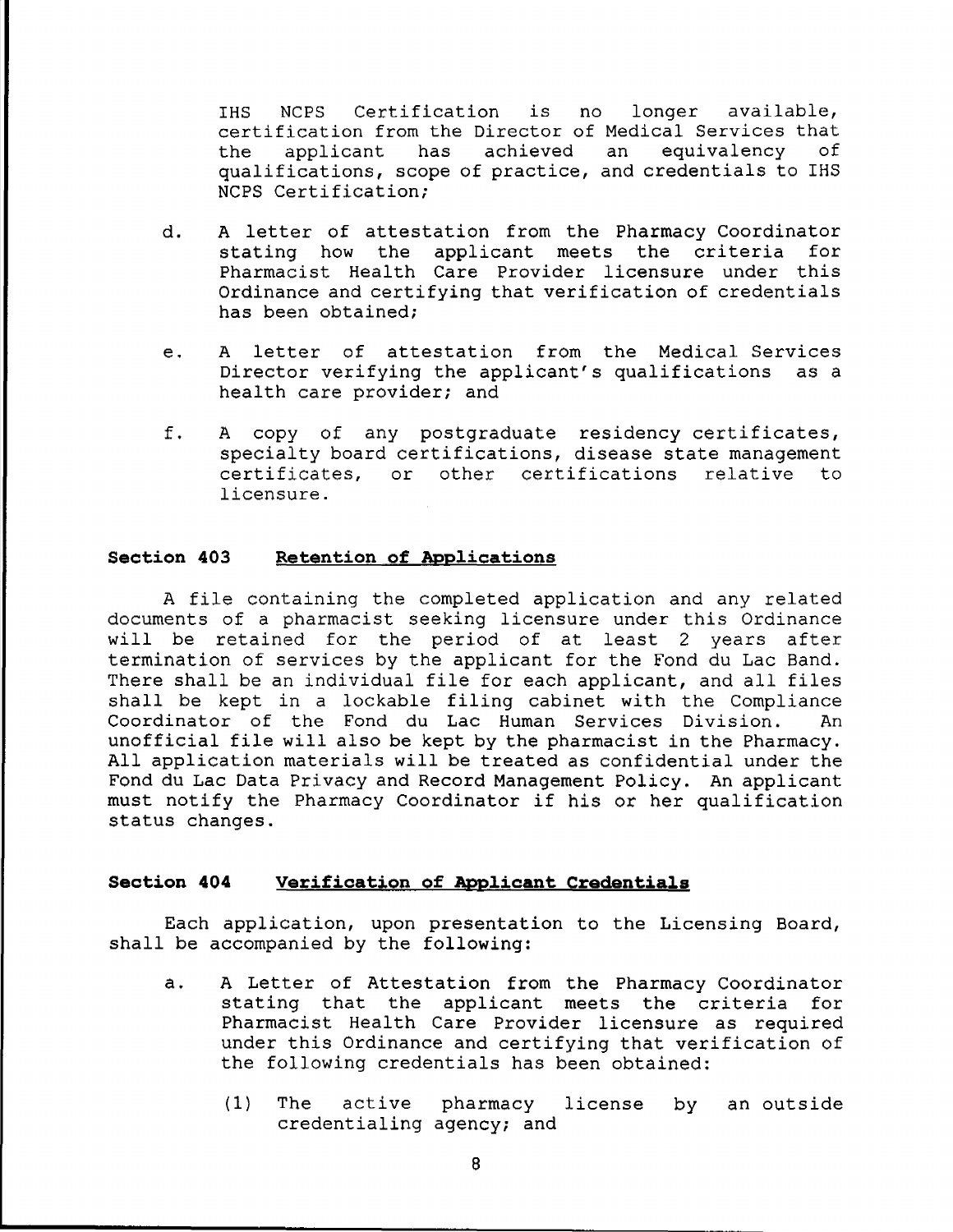IHS NCPS Certification is no longer available, certification from the Director of Medical Services that the applicant has achieved an equivalency of qualifications, scope of practice, and credentials to IHS NCPS Certification;

d. A letter of attestation from the Pharmacy Coordinator stating how the applicant meets the criteria for Pharmacist Health Care Provider licensure under this Ordinance and certifying that verification of credentials has been obtained;

e. A letter of attestation from the Medical Services Director verifying the applicant's qualifications as a health care provider; and

f. A copy of any postgraduate residency certificates, specialty board certifications, disease state management certificates, or other certifications relative to licensure.

### Section 403 Retention of Applications

A file containing the completed application and any related documents of a pharmacist seeking licensure under this Ordinance will be retained for the period of at least 2 years after termination of services by the applicant for the Fond du Lac Band. There shall be an individual file for each applicant, and all files shall be kept in a lockable filing cabinet with the Compliance Coordinator of the Fond du Lac Human Services Division. An unofficial file will also be kept by the pharmacist in the Pharmacy. All application materials will be treated as confidential under the Fond du Lac Data Privacy and Record Management Policy. An applicant must notify the Pharmacy Coordinator if his or her qualification status changes.

### Section 404 Verification of Applicant Credentials

Each application, upon presentation to the Licensing Board, shall be accompanied by the following:

a. A Letter of Attestation from the Pharmacy Coordinator stating that the applicant meets the criteria for Pharmacist Health Care Provider licensure as required under this Ordinance and certifying that verification of the following credentials has been obtained:

   (1) The active pharmacy license by an outside credentialing agency; and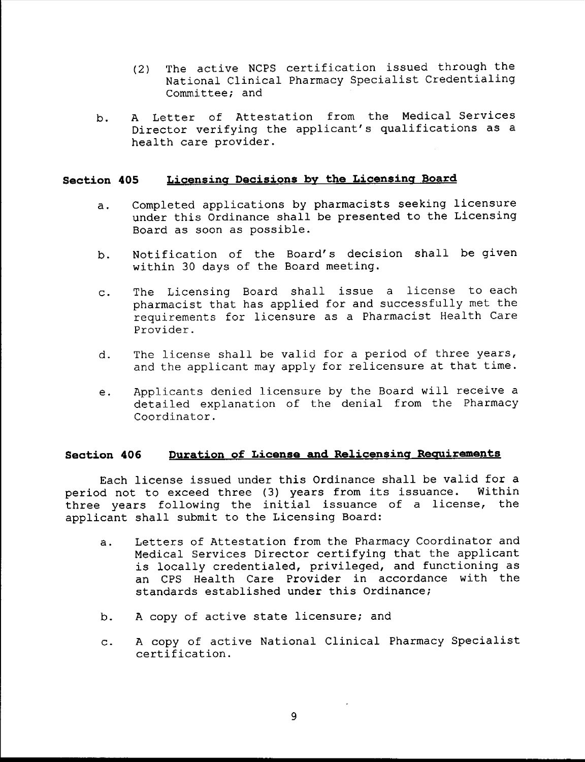(2) The active NCPS certification issued through the National Clinical Pharmacy Specialist Credentialing Committee; and

b. A Letter of Attestation from the Medical Services Director verifying the applicant's qualifications as a health care provider.

### Section 405 <u>Licensing Decisions by the Licensing Board</u>

a. Completed applications by pharmacists seeking licensure under this Ordinance shall be presented to the Licensing Board as soon as possible.

b. Notification of the Board's decision shall be given within 30 days of the Board meeting.

c. The Licensing Board shall issue a license to each pharmacist that has applied for and successfully met the requirements for licensure as a Pharmacist Health Care Provider.

d. The license shall be valid for a period of three years, and the applicant may apply for relicensure at that time.

e. Applicants denied licensure by the Board will receive a detailed explanation of the denial from the Pharmacy Coordinator.

### Section 406 <u>Duration of License and Relicensing Requirements</u>

Each license issued under this Ordinance shall be valid for a period not to exceed three (3) years from its issuance. Within three years following the initial issuance of a license, the applicant shall submit to the Licensing Board:

a. Letters of Attestation from the Pharmacy Coordinator and Medical Services Director certifying that the applicant is locally credentialed, privileged, and functioning as an CPS Health Care Provider in accordance with the standards established under this Ordinance;

b. A copy of active state licensure; and

c. A copy of active National Clinical Pharmacy Specialist certification.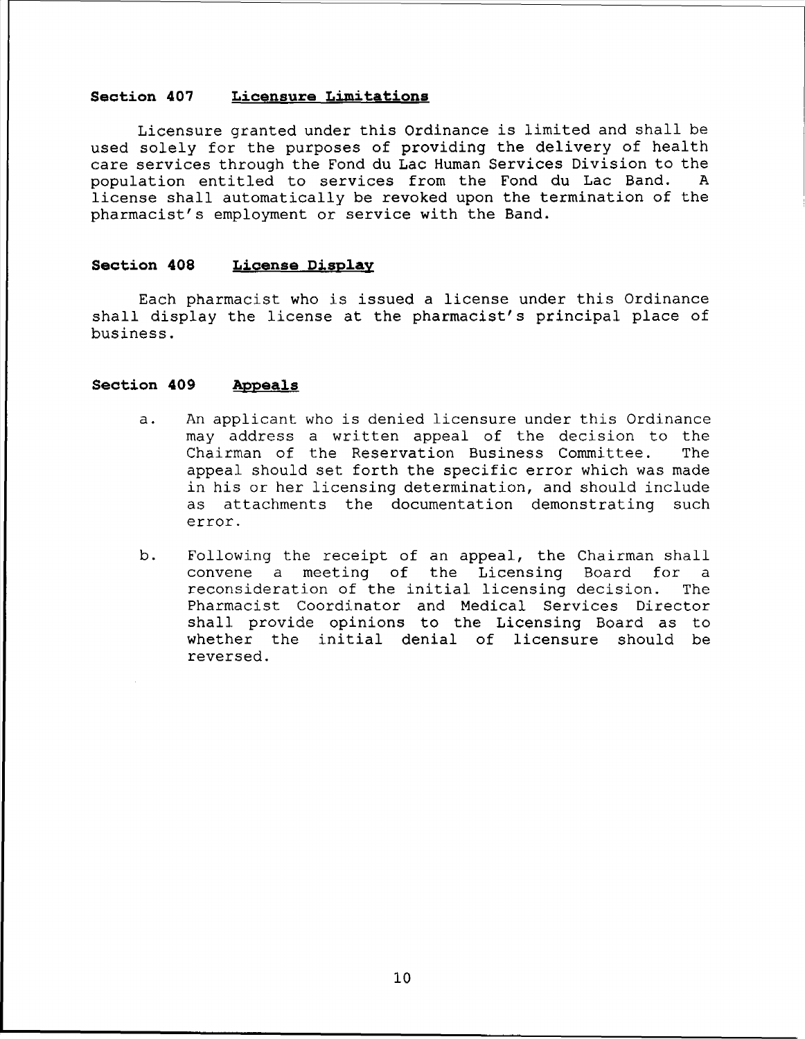### Section 407 Licensure Limitations

Licensure granted under this Ordinance is limited and shall be used solely for the purposes of providing the delivery of health care services through the Fond du Lac Human Services Division to the population entitled to services from the Fond du Lac Band. A license shall automatically be revoked upon the termination of the pharmacist's employment or service with the Band.

### Section 408 License Display

Each pharmacist who is issued a license under this Ordinance shall display the license at the pharmacist's principal place of business.

### Section 409 Appeals

a. An applicant who is denied licensure under this Ordinance may address a written appeal of the decision to the Chairman of the Reservation Business Committee. The appeal should set forth the specific error which was made in his or her licensing determination, and should include as attachments the documentation demonstrating such error.

b. Following the receipt of an appeal, the Chairman shall convene a meeting of the Licensing Board for a reconsideration of the initial licensing decision. The Pharmacist Coordinator and Medical Services Director shall provide opinions to the Licensing Board as to whether the initial denial of licensure should be reversed.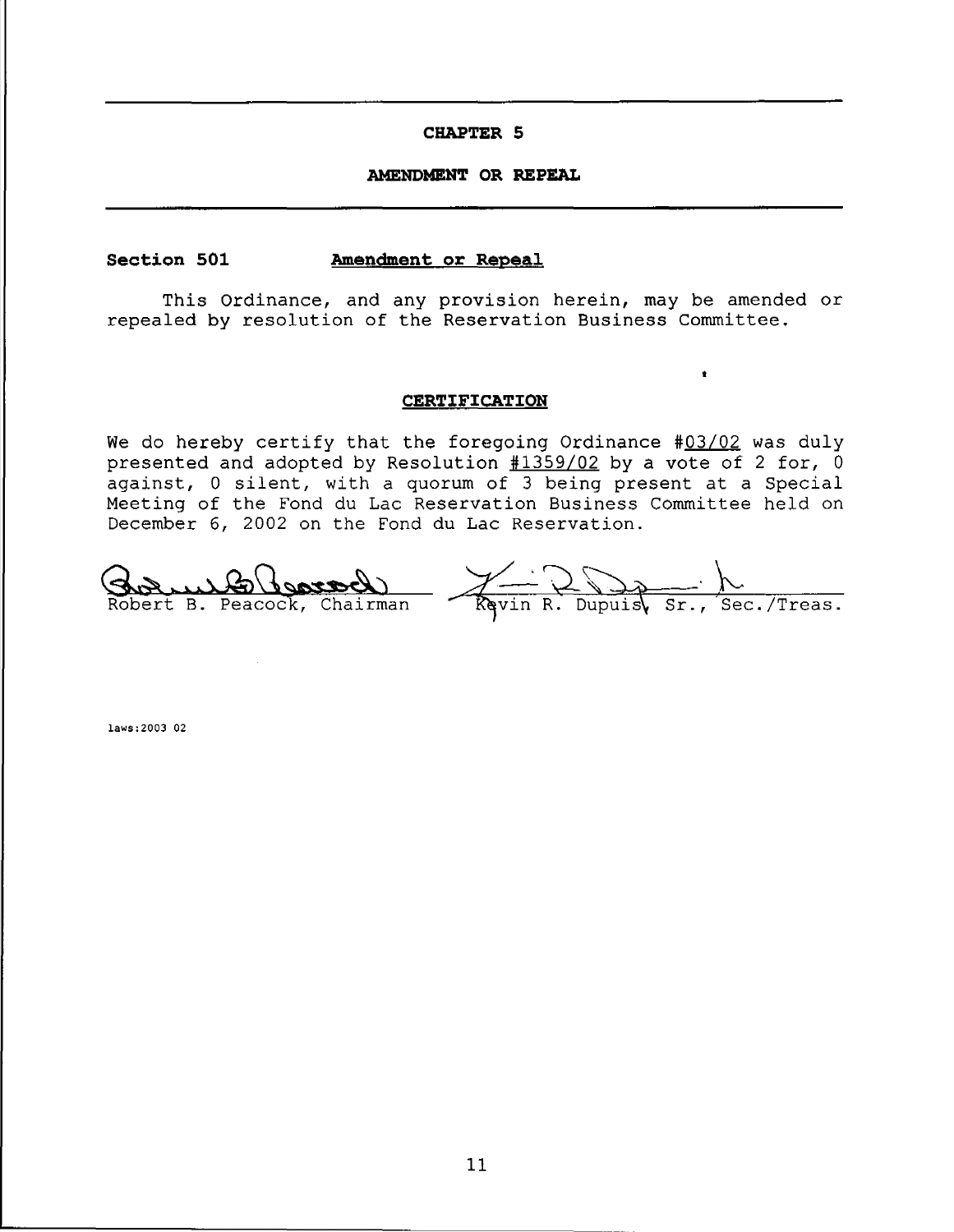## CHAPTER 5

## AMENDMENT OR REPEAL

**Section 501** **Amendment or Repeal**

This Ordinance, and any provision herein, may be amended or repealed by resolution of the Reservation Business Committee.

### CERTIFICATION

We do hereby certify that the foregoing Ordinance #03/02 was duly presented and adopted by Resolution #1359/02 by a vote of 2 for, 0 against, 0 silent, with a quorum of 3 being present at a Special Meeting of the Fond du Lac Reservation Business Committee held on December 6, 2002 on the Fond du Lac Reservation.

Robert B. Peacock, Chairman

Kevin R. Dupuis, Sr., Sec./Treas.

laws:2003 02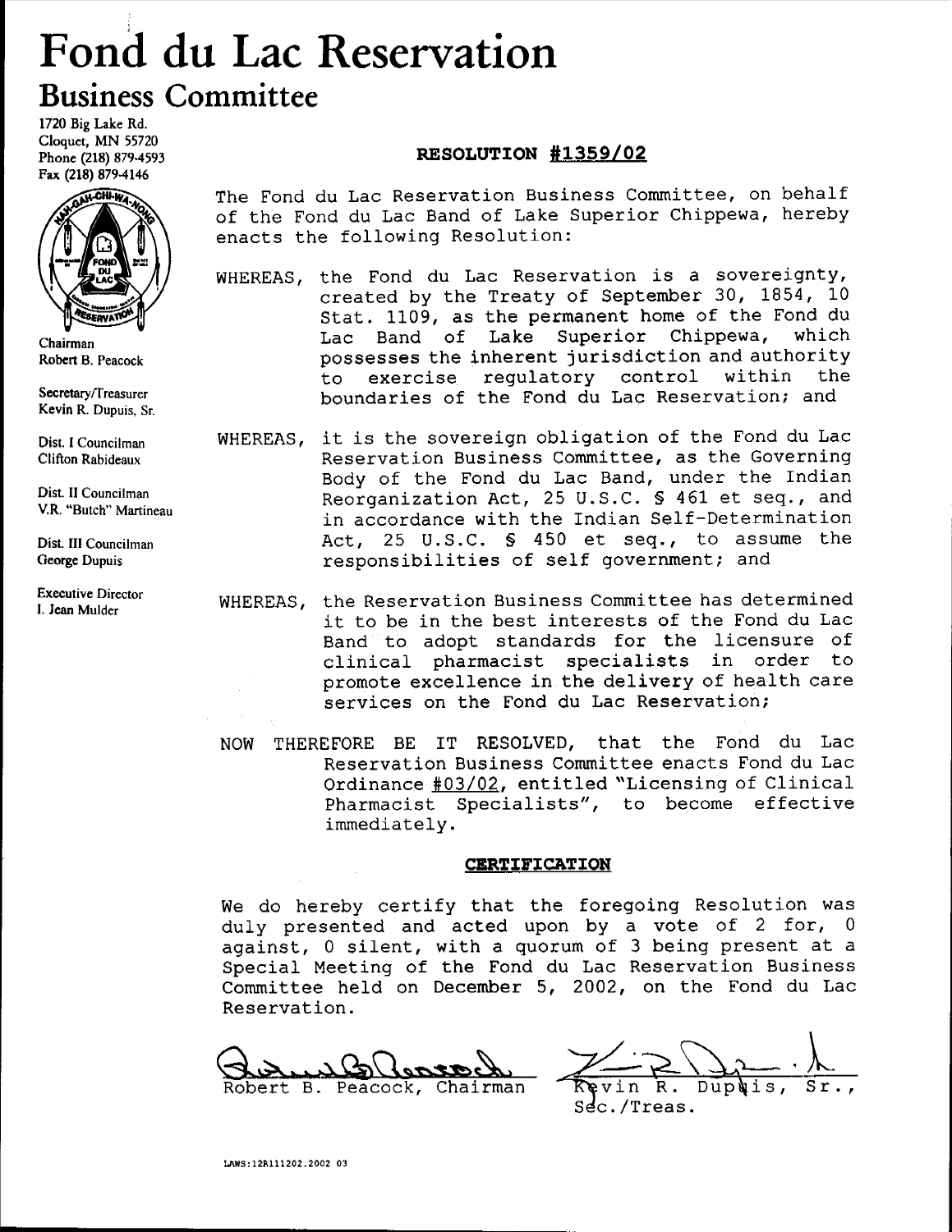# Fond du Lac Reservation

## Business Committee

1720 Big Lake Rd.
Cloquet, MN 55720
Phone (218) 879-4593
Fax (218) 879-4146

Chairman
Robert B. Peacock

Secretary/Treasurer
Kevin R. Dupuis, Sr.

Dist. I Councilman
Clifton Rabideaux

Dist. II Councilman
V.R. "Butch" Martineau

Dist. III Councilman
George Dupuis

Executive Director
I. Jean Mulder

**RESOLUTION #1359/02**

The Fond du Lac Reservation Business Committee, on behalf of the Fond du Lac Band of Lake Superior Chippewa, hereby enacts the following Resolution:

WHEREAS, the Fond du Lac Reservation is a sovereignty, created by the Treaty of September 30, 1854, 10 Stat. 1109, as the permanent home of the Fond du Lac Band of Lake Superior Chippewa, which possesses the inherent jurisdiction and authority to exercise regulatory control within the boundaries of the Fond du Lac Reservation; and

WHEREAS, it is the sovereign obligation of the Fond du Lac Reservation Business Committee, as the Governing Body of the Fond du Lac Band, under the Indian Reorganization Act, 25 U.S.C. § 461 et seq., and in accordance with the Indian Self-Determination Act, 25 U.S.C. § 450 et seq., to assume the responsibilities of self government; and

WHEREAS, the Reservation Business Committee has determined it to be in the best interests of the Fond du Lac Band to adopt standards for the licensure of clinical pharmacist specialists in order to promote excellence in the delivery of health care services on the Fond du Lac Reservation;

NOW THEREFORE BE IT RESOLVED, that the Fond du Lac Reservation Business Committee enacts Fond du Lac Ordinance #03/02, entitled "Licensing of Clinical Pharmacist Specialists", to become effective immediately.

**CERTIFICATION**

We do hereby certify that the foregoing Resolution was duly presented and acted upon by a vote of 2 for, 0 against, 0 silent, with a quorum of 3 being present at a Special Meeting of the Fond du Lac Reservation Business Committee held on December 5, 2002, on the Fond du Lac Reservation.

Robert B. Peacock, Chairman

Kevin R. Dupuis, Sr., Sec./Treas.

LAWS:12R111202.2002 03